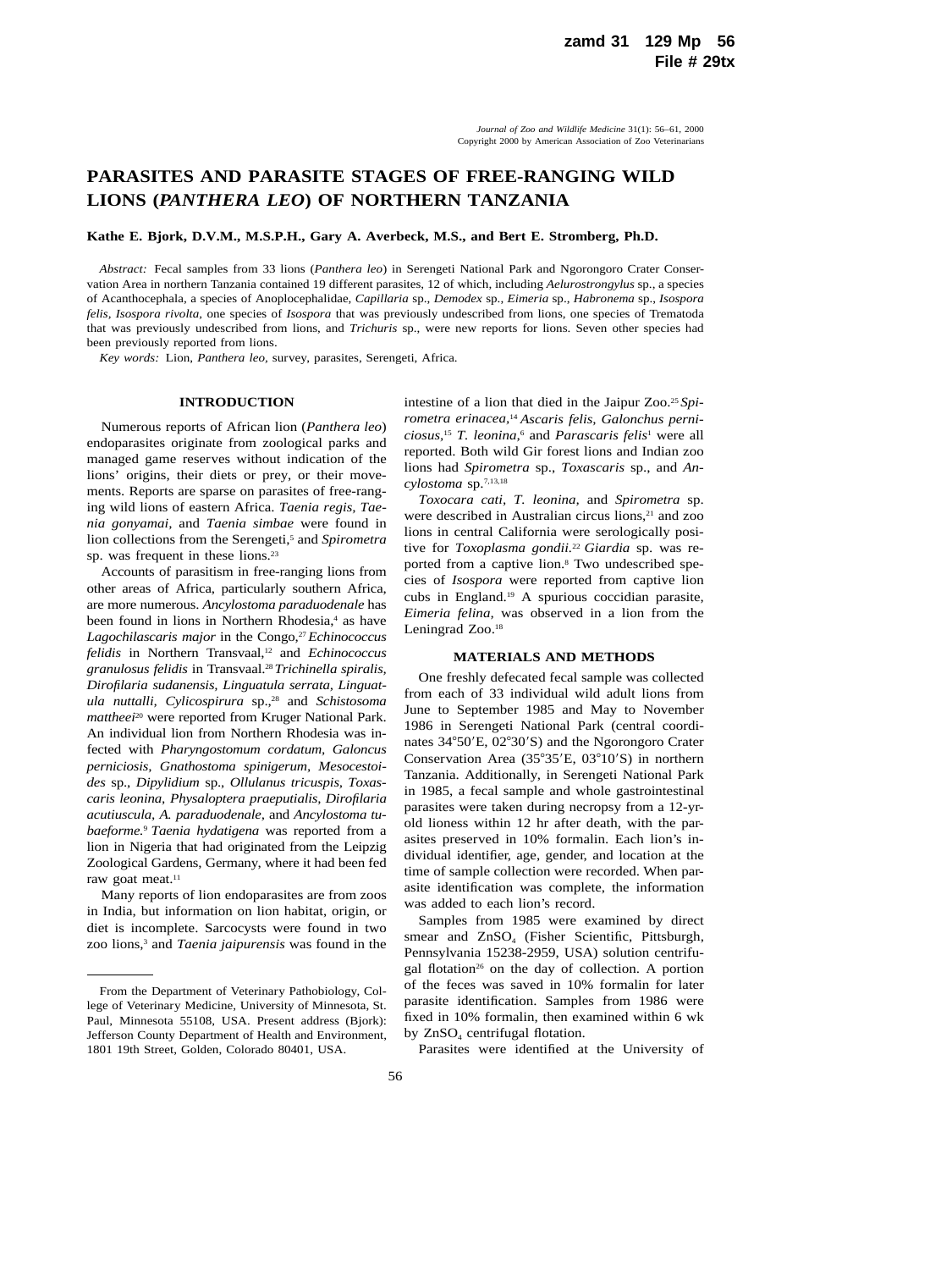# PARASITES AND PARASITE STAGES OF FREE-RANGING WILD LIONS (*PANTHERA LEO*) OF NORTHERN TANZANIA

**Kathe E. Bjork, D.V.M., M.S.P.H., Gary A. Averbeck, M.S., and Bert E. Stromberg, Ph.D.**

*Abstract:* Fecal samples from 33 lions (*Panthera leo*) in Serengeti National Park and Ngorongoro Crater Conservation Area in northern Tanzania contained 19 different parasites, 12 of which, including *Aelurostrongylus* sp., a species of Acanthocephala, a species of Anoplocephalidae, *Capillaria* sp., *Demodex* sp., *Eimeria* sp., *Habronema* sp., *Isospora felis, Isospora rivolta*, one species of *Isospora* that was previously undescribed from lions, one species of Trematoda that was previously undescribed from lions, and *Trichuris* sp., were new reports for lions. Seven other species had been previously reported from lions.

*Key words:* Lion, *Panthera leo*, survey, parasites, Serengeti, Africa.

## INTRODUCTION

Numerous reports of African lion (*Panthera leo*) endoparasites originate from zoological parks and managed game reserves without indication of the lions' origins, their diets or prey, or their movements. Reports are sparse on parasites of free-ranging wild lions of eastern Africa. *Taenia regis, Taenia gonyamai*, and *Taenia simbae* were found in lion collections from the Serengeti,[5] and *Spirometra* sp. was frequent in these lions.[23]

Accounts of parasitism in free-ranging lions from other areas of Africa, particularly southern Africa, are more numerous. *Ancylostoma paraduodenale* has been found in lions in Northern Rhodesia,[4] as have *Lagochilascaris major* in the Congo,[27] *Echinococcus felidis* in Northern Transvaal,[12] and *Echinococcus granulosus felidis* in Transvaal.[28] *Trichinella spiralis, Dirofilaria sudanensis, Linguatula serrata, Linguatula nuttalli, Cylicospirura* sp.,[28] and *Schistosoma mattheei*[20] were reported from Kruger National Park. An individual lion from Northern Rhodesia was infected with *Pharyngostomum cordatum, Galoncus perniciosis, Gnathostoma spinigerum, Mesocestoides* sp., *Dipylidium* sp., *Ollulanus tricuspis, Toxascaris leonina, Physaloptera praeputialis, Dirofilaria acutiuscula, A. paraduodenale*, and *Ancylostoma tubaeforme.*[9] *Taenia hydatigena* was reported from a lion in Nigeria that had originated from the Leipzig Zoological Gardens, Germany, where it had been fed raw goat meat.[11]

Many reports of lion endoparasites are from zoos in India, but information on lion habitat, origin, or diet is incomplete. Sarcocysts were found in two zoo lions,[3] and *Taenia jaipurensis* was found in the intestine of a lion that died in the Jaipur Zoo.[25] *Spirometra erinacea*,[14] *Ascaris felis, Galonchus perniciosus*,[15] *T. leonina*,[6] and *Parascaris felis*[1] were all reported. Both wild Gir forest lions and Indian zoo lions had *Spirometra* sp., *Toxascaris* sp., and *Ancylostoma* sp.[7,13,18]

*Toxocara cati, T. leonina*, and *Spirometra* sp. were described in Australian circus lions,[21] and zoo lions in central California were serologically positive for *Toxoplasma gondii.*[22] *Giardia* sp. was reported from a captive lion.[8] Two undescribed species of *Isospora* were reported from captive lion cubs in England.[19] A spurious coccidian parasite, *Eimeria felina*, was observed in a lion from the Leningrad Zoo.[18]

## MATERIALS AND METHODS

One freshly defecated fecal sample was collected from each of 33 individual wild adult lions from June to September 1985 and May to November 1986 in Serengeti National Park (central coordinates 34°50′E, 02°30′S) and the Ngorongoro Crater Conservation Area (35°35′E, 03°10′S) in northern Tanzania. Additionally, in Serengeti National Park in 1985, a fecal sample and whole gastrointestinal parasites were taken during necropsy from a 12-yr-old lioness within 12 hr after death, with the parasites preserved in 10% formalin. Each lion's individual identifier, age, gender, and location at the time of sample collection were recorded. When parasite identification was complete, the information was added to each lion's record.

Samples from 1985 were examined by direct smear and $ZnSO_4$ (Fisher Scientific, Pittsburgh, Pennsylvania 15238-2959, USA) solution centrifugal flotation[26] on the day of collection. A portion of the feces was saved in 10% formalin for later parasite identification. Samples from 1986 were fixed in 10% formalin, then examined within 6 wk by $ZnSO_4$ centrifugal flotation.

Parasites were identified at the University of

From the Department of Veterinary Pathobiology, College of Veterinary Medicine, University of Minnesota, St. Paul, Minnesota 55108, USA. Present address (Bjork): Jefferson County Department of Health and Environment, 1801 19th Street, Golden, Colorado 80401, USA.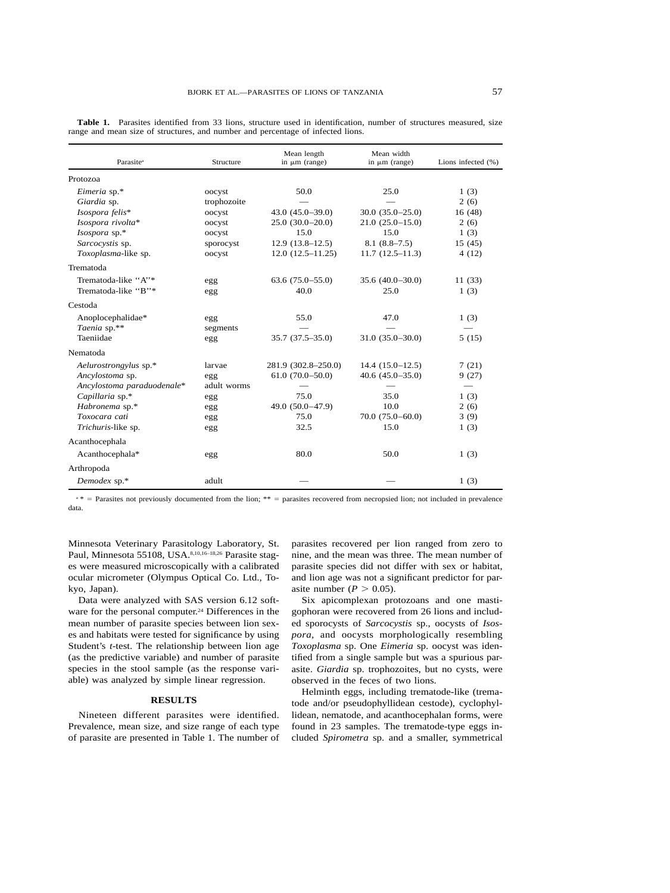**Table 1.** Parasites identified from 33 lions, structure used in identification, number of structures measured, size range and mean size of structures, and number and percentage of infected lions.

| Parasite[a] | Structure | Mean length in μm (range) | Mean width in μm (range) | Lions infected (%) |
|---|---|---|---|---|
| Protozoa | | | | |
| *Eimeria* sp.* | oocyst | 50.0 | 25.0 | 1 (3) |
| *Giardia* sp. | trophozoite | — | — | 2 (6) |
| *Isospora felis** | oocyst | 43.0 (45.0–39.0) | 30.0 (35.0–25.0) | 16 (48) |
| *Isospora rivolta** | oocyst | 25.0 (30.0–20.0) | 21.0 (25.0–15.0) | 2 (6) |
| *Isospora* sp.* | oocyst | 15.0 | 15.0 | 1 (3) |
| *Sarcocystis* sp. | sporocyst | 12.9 (13.8–12.5) | 8.1 (8.8–7.5) | 15 (45) |
| *Toxoplasma*-like sp. | oocyst | 12.0 (12.5–11.25) | 11.7 (12.5–11.3) | 4 (12) |
| Trematoda | | | | |
| Trematoda-like "A"* | egg | 63.6 (75.0–55.0) | 35.6 (40.0–30.0) | 11 (33) |
| Trematoda-like "B"* | egg | 40.0 | 25.0 | 1 (3) |
| Cestoda | | | | |
| Anoplocephalidae* | egg | 55.0 | 47.0 | 1 (3) |
| *Taenia* sp.** | segments | — | — | — |
| Taeniidae | egg | 35.7 (37.5–35.0) | 31.0 (35.0–30.0) | 5 (15) |
| Nematoda | | | | |
| *Aelurostrongylus* sp.* | larvae | 281.9 (302.8–250.0) | 14.4 (15.0–12.5) | 7 (21) |
| *Ancylostoma* sp. | egg | 61.0 (70.0–50.0) | 40.6 (45.0–35.0) | 9 (27) |
| *Ancylostoma paraduodenale** | adult worms | — | — | — |
| *Capillaria* sp.* | egg | 75.0 | 35.0 | 1 (3) |
| *Habronema* sp.* | egg | 49.0 (50.0–47.9) | 10.0 | 2 (6) |
| *Toxocara cati* | egg | 75.0 | 70.0 (75.0–60.0) | 3 (9) |
| *Trichuris*-like sp. | egg | 32.5 | 15.0 | 1 (3) |
| Acanthocephala | | | | |
| Acanthocephala* | egg | 80.0 | 50.0 | 1 (3) |
| Arthropoda | | | | |
| *Demodex* sp.* | adult | — | — | 1 (3) |

[a] * = Parasites not previously documented from the lion; ** = parasites recovered from necropsied lion; not included in prevalence data.

Minnesota Veterinary Parasitology Laboratory, St. Paul, Minnesota 55108, USA.[8,10,16–18,26] Parasite stages were measured microscopically with a calibrated ocular micrometer (Olympus Optical Co. Ltd., Tokyo, Japan).

Data were analyzed with SAS version 6.12 software for the personal computer.[24] Differences in the mean number of parasite species between lion sexes and habitats were tested for significance by using Student's *t*-test. The relationship between lion age (as the predictive variable) and number of parasite species in the stool sample (as the response variable) was analyzed by simple linear regression.

## RESULTS

Nineteen different parasites were identified. Prevalence, mean size, and size range of each type of parasite are presented in Table 1. The number of parasites recovered per lion ranged from zero to nine, and the mean was three. The mean number of parasite species did not differ with sex or habitat, and lion age was not a significant predictor for parasite number ($P > 0.05$).

Six apicomplexan protozoans and one mastigophoran were recovered from 26 lions and included sporocysts of *Sarcocystis* sp., oocysts of *Isospora*, and oocysts morphologically resembling *Toxoplasma* sp. One *Eimeria* sp. oocyst was identified from a single sample but was a spurious parasite. *Giardia* sp. trophozoites, but no cysts, were observed in the feces of two lions.

Helminth eggs, including trematode-like (trematode and/or pseudophyllidean cestode), cyclophyllidean, nematode, and acanthocephalan forms, were found in 23 samples. The trematode-type eggs included *Spirometra* sp. and a smaller, symmetrical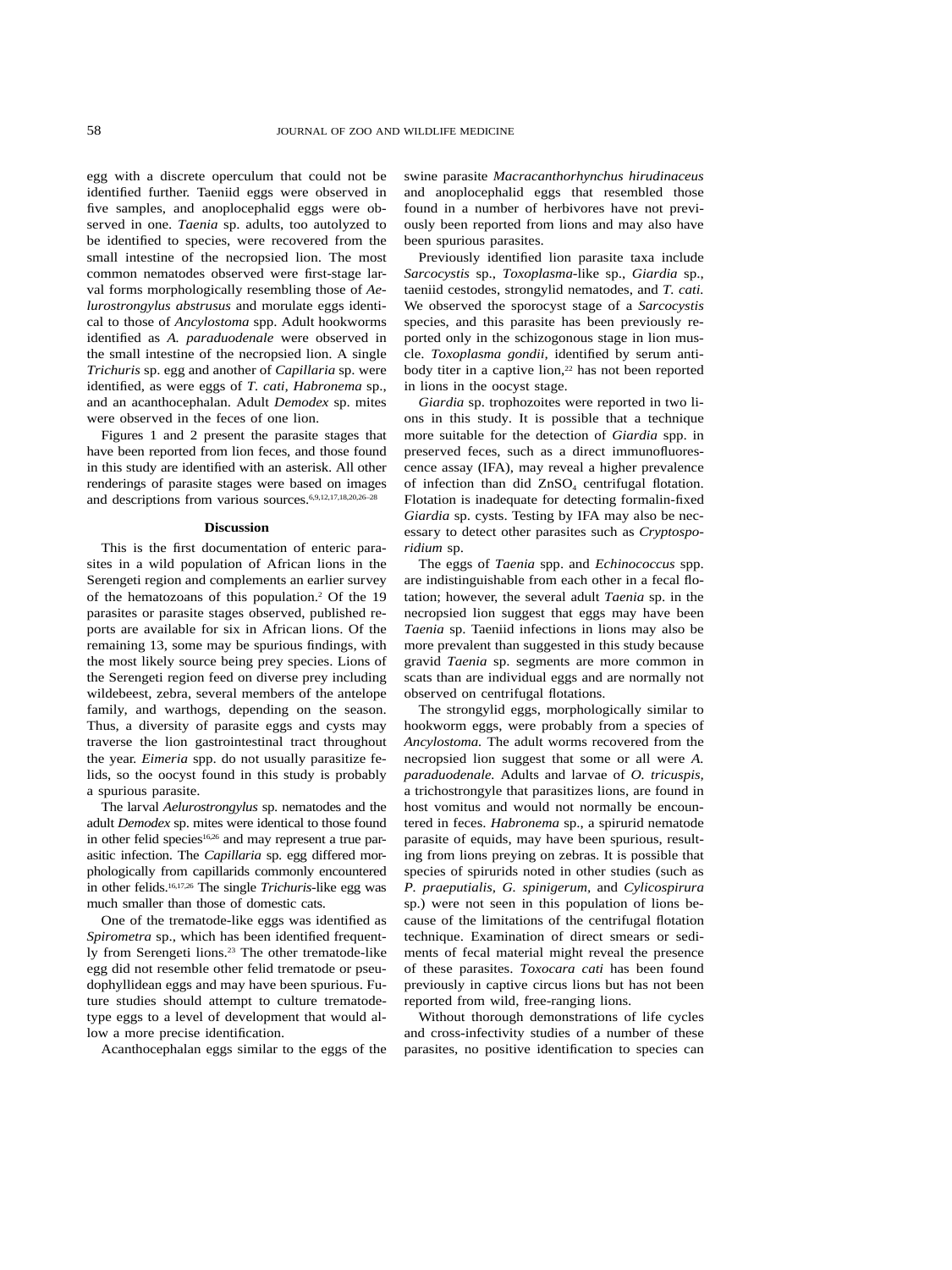egg with a discrete operculum that could not be identified further. Taeniid eggs were observed in five samples, and anoplocephalid eggs were observed in one. *Taenia* sp. adults, too autolyzed to be identified to species, were recovered from the small intestine of the necropsied lion. The most common nematodes observed were first-stage larval forms morphologically resembling those of *Aelurostrongylus abstrusus* and morulate eggs identical to those of *Ancylostoma* spp. Adult hookworms identified as *A. paraduodenale* were observed in the small intestine of the necropsied lion. A single *Trichuris* sp. egg and another of *Capillaria* sp. were identified, as were eggs of *T. cati, Habronema* sp., and an acanthocephalan. Adult *Demodex* sp. mites were observed in the feces of one lion.

Figures 1 and 2 present the parasite stages that have been reported from lion feces, and those found in this study are identified with an asterisk. All other renderings of parasite stages were based on images and descriptions from various sources.[6,9,12,17,18,20,26–28]

## Discussion

This is the first documentation of enteric parasites in a wild population of African lions in the Serengeti region and complements an earlier survey of the hematozoans of this population.[2] Of the 19 parasites or parasite stages observed, published reports are available for six in African lions. Of the remaining 13, some may be spurious findings, with the most likely source being prey species. Lions of the Serengeti region feed on diverse prey including wildebeest, zebra, several members of the antelope family, and warthogs, depending on the season. Thus, a diversity of parasite eggs and cysts may traverse the lion gastrointestinal tract throughout the year. *Eimeria* spp. do not usually parasitize felids, so the oocyst found in this study is probably a spurious parasite.

The larval *Aelurostrongylus* sp. nematodes and the adult *Demodex* sp. mites were identical to those found in other felid species[16,26] and may represent a true parasitic infection. The *Capillaria* sp. egg differed morphologically from capillarids commonly encountered in other felids.[16,17,26] The single *Trichuris*-like egg was much smaller than those of domestic cats.

One of the trematode-like eggs was identified as *Spirometra* sp., which has been identified frequently from Serengeti lions.[23] The other trematode-like egg did not resemble other felid trematode or pseudophyllidean eggs and may have been spurious. Future studies should attempt to culture trematode-type eggs to a level of development that would allow a more precise identification.

Acanthocephalan eggs similar to the eggs of the swine parasite *Macracanthorhynchus hirudinaceus* and anoplocephalid eggs that resembled those found in a number of herbivores have not previously been reported from lions and may also have been spurious parasites.

Previously identified lion parasite taxa include *Sarcocystis* sp., *Toxoplasma*-like sp., *Giardia* sp., taeniid cestodes, strongylid nematodes, and *T. cati.* We observed the sporocyst stage of a *Sarcocystis* species, and this parasite has been previously reported only in the schizogonous stage in lion muscle. *Toxoplasma gondii,* identified by serum antibody titer in a captive lion,[22] has not been reported in lions in the oocyst stage.

*Giardia* sp. trophozoites were reported in two lions in this study. It is possible that a technique more suitable for the detection of *Giardia* spp. in preserved feces, such as a direct immunofluorescence assay (IFA), may reveal a higher prevalence of infection than did $ZnSO_4$ centrifugal flotation. Flotation is inadequate for detecting formalin-fixed *Giardia* sp. cysts. Testing by IFA may also be necessary to detect other parasites such as *Cryptosporidium* sp.

The eggs of *Taenia* spp. and *Echinococcus* spp. are indistinguishable from each other in a fecal flotation; however, the several adult *Taenia* sp. in the necropsied lion suggest that eggs may have been *Taenia* sp. Taeniid infections in lions may also be more prevalent than suggested in this study because gravid *Taenia* sp. segments are more common in scats than are individual eggs and are normally not observed on centrifugal flotations.

The strongylid eggs, morphologically similar to hookworm eggs, were probably from a species of *Ancylostoma.* The adult worms recovered from the necropsied lion suggest that some or all were *A. paraduodenale.* Adults and larvae of *O. tricuspis,* a trichostrongyle that parasitizes lions, are found in host vomitus and would not normally be encountered in feces. *Habronema* sp., a spirurid nematode parasite of equids, may have been spurious, resulting from lions preying on zebras. It is possible that species of spirurids noted in other studies (such as *P. praeputialis, G. spinigerum,* and *Cylicospirura* sp.) were not seen in this population of lions because of the limitations of the centrifugal flotation technique. Examination of direct smears or sediments of fecal material might reveal the presence of these parasites. *Toxocara cati* has been found previously in captive circus lions but has not been reported from wild, free-ranging lions.

Without thorough demonstrations of life cycles and cross-infectivity studies of a number of these parasites, no positive identification to species can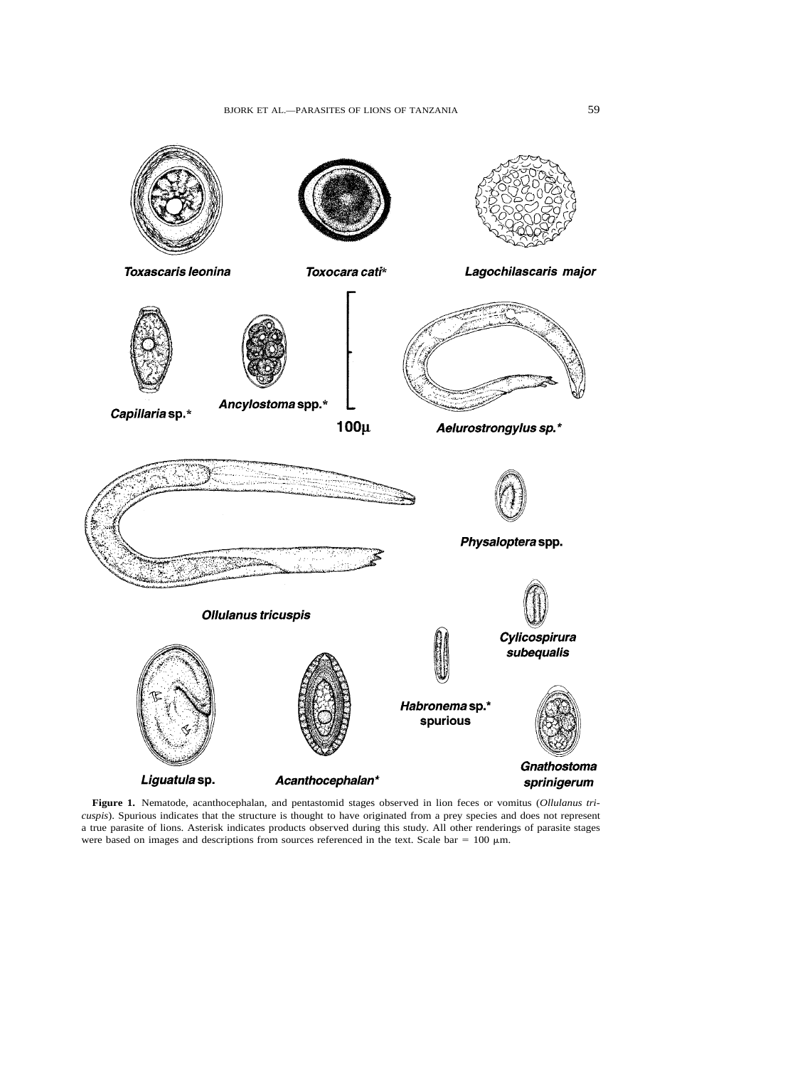Toxascaris leonina

Toxocara cati*

Lagochilascaris major

Capillaria sp.*

Ancylostoma spp.*

100μ

Aelurostrongylus sp.*

Physaloptera spp.

Ollulanus tricuspis

Cylicospirura subequalis

Habronema sp.* spurious

Liguatula sp.

Acanthocephalan*

Gnathostoma sprinigerum

**Figure 1.** Nematode, acanthocephalan, and pentastomid stages observed in lion feces or vomitus (*Ollulanus tricuspis*). Spurious indicates that the structure is thought to have originated from a prey species and does not represent a true parasite of lions. Asterisk indicates products observed during this study. All other renderings of parasite stages were based on images and descriptions from sources referenced in the text. Scale bar = 100 μm.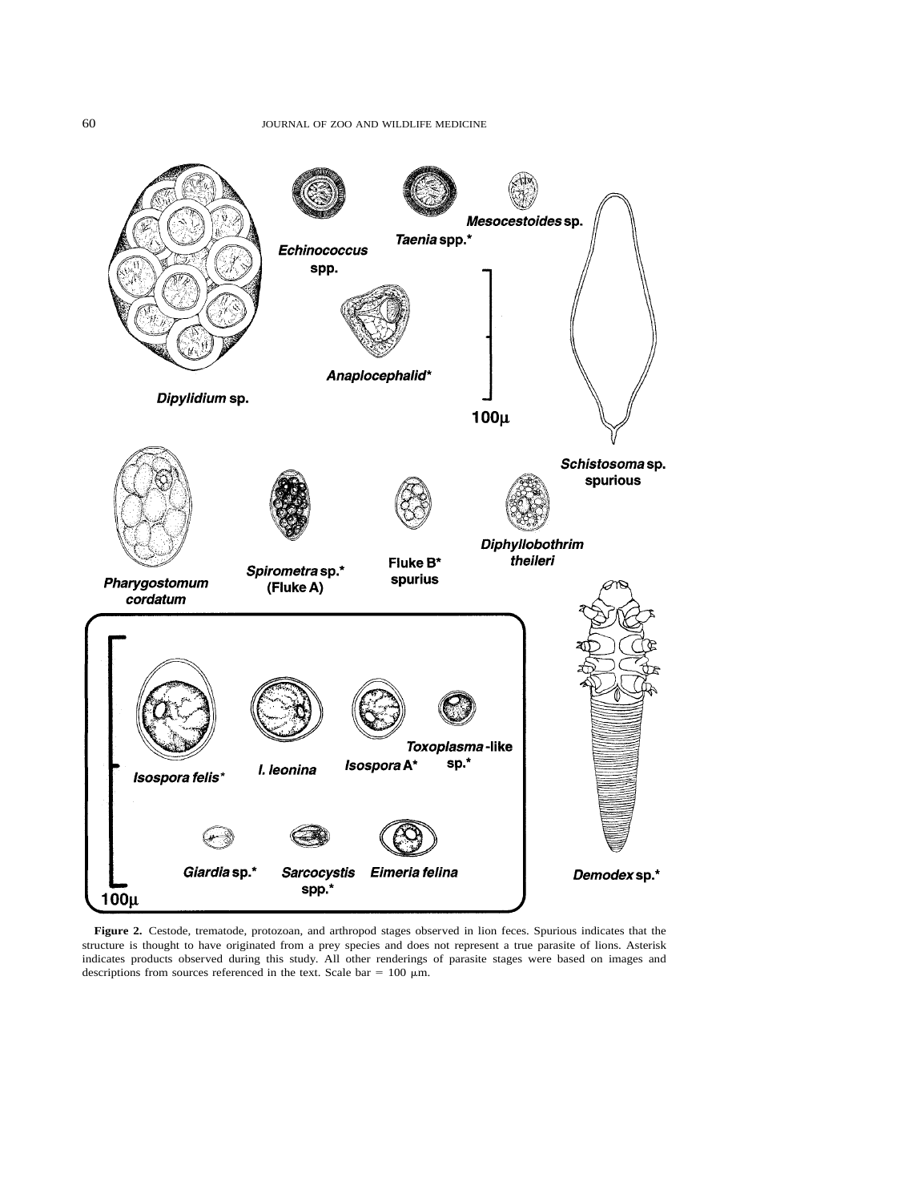**Figure 2.** Cestode, trematode, protozoan, and arthropod stages observed in lion feces. Spurious indicates that the structure is thought to have originated from a prey species and does not represent a true parasite of lions. Asterisk indicates products observed during this study. All other renderings of parasite stages were based on images and descriptions from sources referenced in the text. Scale bar = 100 μm.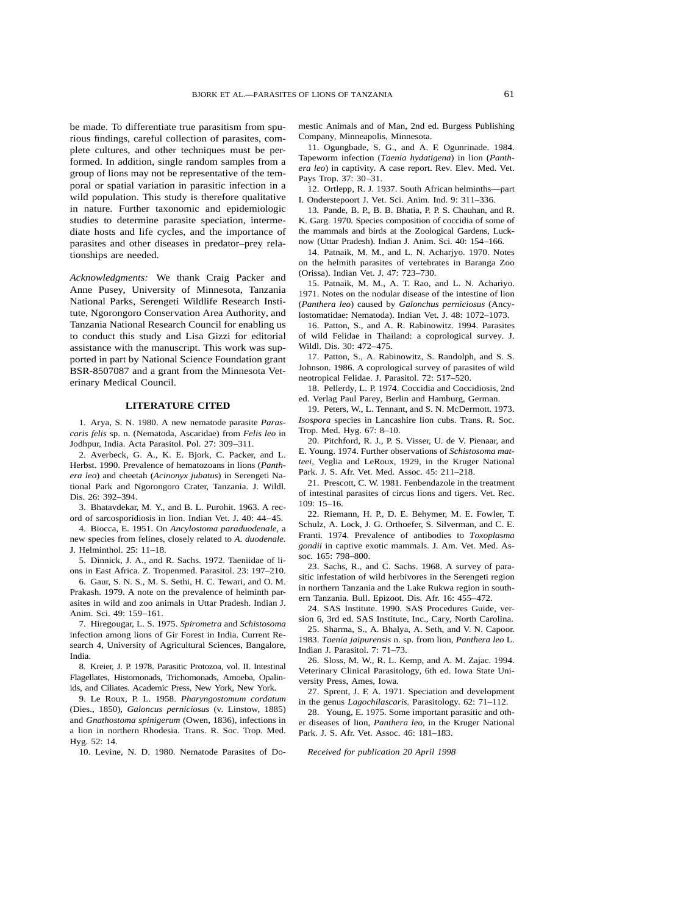be made. To differentiate true parasitism from spurious findings, careful collection of parasites, complete cultures, and other techniques must be performed. In addition, single random samples from a group of lions may not be representative of the temporal or spatial variation in parasitic infection in a wild population. This study is therefore qualitative in nature. Further taxonomic and epidemiologic studies to determine parasite speciation, intermediate hosts and life cycles, and the importance of parasites and other diseases in predator–prey relationships are needed.

*Acknowledgments:* We thank Craig Packer and Anne Pusey, University of Minnesota, Tanzania National Parks, Serengeti Wildlife Research Institute, Ngorongoro Conservation Area Authority, and Tanzania National Research Council for enabling us to conduct this study and Lisa Gizzi for editorial assistance with the manuscript. This work was supported in part by National Science Foundation grant BSR-8507087 and a grant from the Minnesota Veterinary Medical Council.

## LITERATURE CITED

1. Arya, S. N. 1980. A new nematode parasite *Parascaris felis* sp. n. (Nematoda, Ascaridae) from *Felis leo* in Jodhpur, India. Acta Parasitol. Pol. 27: 309–311.

2. Averbeck, G. A., K. E. Bjork, C. Packer, and L. Herbst. 1990. Prevalence of hematozoans in lions (*Panthera leo*) and cheetah (*Acinonyx jubatus*) in Serengeti National Park and Ngorongoro Crater, Tanzania. J. Wildl. Dis. 26: 392–394.

3. Bhatavdekar, M. Y., and B. L. Purohit. 1963. A record of sarcosporidiosis in lion. Indian Vet. J. 40: 44–45.

4. Biocca, E. 1951. On *Ancylostoma paraduodenale,* a new species from felines, closely related to *A. duodenale.* J. Helminthol. 25: 11–18.

5. Dinnick, J. A., and R. Sachs. 1972. Taeniidae of lions in East Africa. Z. Tropenmed. Parasitol. 23: 197–210.

6. Gaur, S. N. S., M. S. Sethi, H. C. Tewari, and O. M. Prakash. 1979. A note on the prevalence of helminth parasites in wild and zoo animals in Uttar Pradesh. Indian J. Anim. Sci. 49: 159–161.

7. Hiregougar, L. S. 1975. *Spirometra* and *Schistosoma* infection among lions of Gir Forest in India. Current Research 4, University of Agricultural Sciences, Bangalore, India.

8. Kreier, J. P. 1978. Parasitic Protozoa, vol. II. Intestinal Flagellates, Histomonads, Trichomonads, Amoeba, Opalinids, and Ciliates. Academic Press, New York, New York.

9. Le Roux, P. L. 1958. *Pharyngostomum cordatum* (Dies., 1850), *Galoncus perniciosus* (v. Linstow, 1885) and *Gnathostoma spinigerum* (Owen, 1836), infections in a lion in northern Rhodesia. Trans. R. Soc. Trop. Med. Hyg. 52: 14.

10. Levine, N. D. 1980. Nematode Parasites of Domestic Animals and of Man, 2nd ed. Burgess Publishing Company, Minneapolis, Minnesota.

11. Ogungbade, S. G., and A. F. Ogunrinade. 1984. Tapeworm infection (*Taenia hydatigena*) in lion (*Panthera leo*) in captivity. A case report. Rev. Elev. Med. Vet. Pays Trop. 37: 30–31.

12. Ortlepp, R. J. 1937. South African helminths—part I. Onderstepoort J. Vet. Sci. Anim. Ind. 9: 311–336.

13. Pande, B. P., B. B. Bhatia, P. P. S. Chauhan, and R. K. Garg. 1970. Species composition of coccidia of some of the mammals and birds at the Zoological Gardens, Lucknow (Uttar Pradesh). Indian J. Anim. Sci. 40: 154–166.

14. Patnaik, M. M., and L. N. Acharjyo. 1970. Notes on the helmith parasites of vertebrates in Baranga Zoo (Orissa). Indian Vet. J. 47: 723–730.

15. Patnaik, M. M., A. T. Rao, and L. N. Achariyo. 1971. Notes on the nodular disease of the intestine of lion (*Panthera leo*) caused by *Galonchus perniciosus* (Ancylostomatidae: Nematoda). Indian Vet. J. 48: 1072–1073.

16. Patton, S., and A. R. Rabinowitz. 1994. Parasites of wild Felidae in Thailand: a coprological survey. J. Wildl. Dis. 30: 472–475.

17. Patton, S., A. Rabinowitz, S. Randolph, and S. S. Johnson. 1986. A coprological survey of parasites of wild neotropical Felidae. J. Parasitol. 72: 517–520.

18. Pellerdy, L. P. 1974. Coccidia and Coccidiosis, 2nd ed. Verlag Paul Parey, Berlin and Hamburg, German.

19. Peters, W., L. Tennant, and S. N. McDermott. 1973. *Isospora* species in Lancashire lion cubs. Trans. R. Soc. Trop. Med. Hyg. 67: 8–10.

20. Pitchford, R. J., P. S. Visser, U. de V. Pienaar, and E. Young. 1974. Further observations of *Schistosoma matteei,* Veglia and LeRoux, 1929, in the Kruger National Park. J. S. Afr. Vet. Med. Assoc. 45: 211–218.

21. Prescott, C. W. 1981. Fenbendazole in the treatment of intestinal parasites of circus lions and tigers. Vet. Rec. 109: 15–16.

22. Riemann, H. P., D. E. Behymer, M. E. Fowler, T. Schulz, A. Lock, J. G. Orthoefer, S. Silverman, and C. E. Franti. 1974. Prevalence of antibodies to *Toxoplasma gondii* in captive exotic mammals. J. Am. Vet. Med. Assoc. 165: 798–800.

23. Sachs, R., and C. Sachs. 1968. A survey of parasitic infestation of wild herbivores in the Serengeti region in northern Tanzania and the Lake Rukwa region in southern Tanzania. Bull. Epizoot. Dis. Afr. 16: 455–472.

24. SAS Institute. 1990. SAS Procedures Guide, version 6, 3rd ed. SAS Institute, Inc., Cary, North Carolina.

25. Sharma, S., A. Bhalya, A. Seth, and V. N. Capoor. 1983. *Taenia jaipurensis* n. sp. from lion, *Panthera leo* L. Indian J. Parasitol. 7: 71–73.

26. Sloss, M. W., R. L. Kemp, and A. M. Zajac. 1994. Veterinary Clinical Parasitology, 6th ed. Iowa State University Press, Ames, Iowa.

27. Sprent, J. F. A. 1971. Speciation and development in the genus *Lagochilascaris.* Parasitology. 62: 71–112.

28. Young, E. 1975. Some important parasitic and other diseases of lion, *Panthera leo,* in the Kruger National Park. J. S. Afr. Vet. Assoc. 46: 181–183.

*Received for publication 20 April 1998*